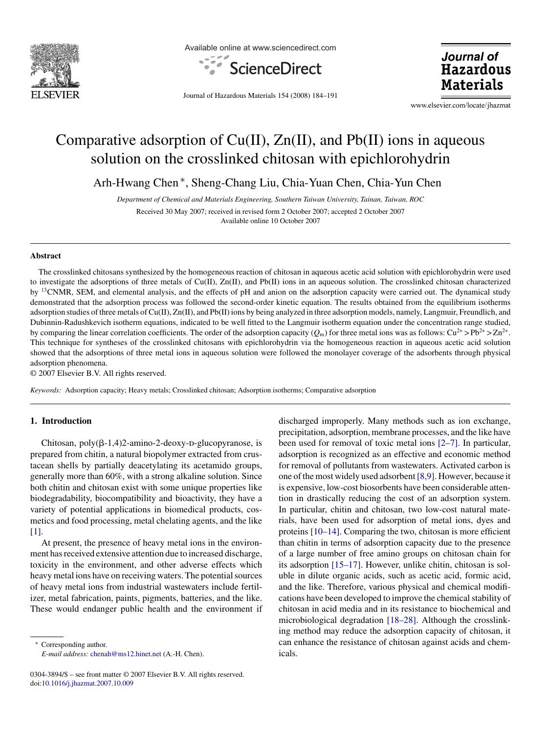# Comparative adsorption of Cu(II), Zn(II), and Pb(II) ions in aqueous solution on the crosslinked chitosan with epichlorohydrin

Arh-Hwang Chen *, Sheng-Chang Liu, Chia-Yuan Chen, Chia-Yun Chen

*Department of Chemical and Materials Engineering, Southern Taiwan University, Tainan, Taiwan, ROC*

Received 30 May 2007; received in revised form 2 October 2007; accepted 2 October 2007

Available online 10 October 2007

## Abstract

The crosslinked chitosans synthesized by the homogeneous reaction of chitosan in aqueous acetic acid solution with epichlorohydrin were used to investigate the adsorptions of three metals of Cu(II), Zn(II), and Pb(II) ions in an aqueous solution. The crosslinked chitosan characterized by $^{13}$CNMR, SEM, and elemental analysis, and the effects of pH and anion on the adsorption capacity were carried out. The dynamical study demonstrated that the adsorption process was followed the second-order kinetic equation. The results obtained from the equilibrium isotherms adsorption studies of three metals of Cu(II), Zn(II), and Pb(II) ions by being analyzed in three adsorption models, namely, Langmuir, Freundlich, and Dubinnin-Radushkevich isotherm equations, indicated to be well fitted to the Langmuir isotherm equation under the concentration range studied, by comparing the linear correlation coefficients. The order of the adsorption capacity ($Q_m$) for three metal ions was as follows: $Cu^{2+} > Pb^{2+} > Zn^{2+}$. This technique for syntheses of the crosslinked chitosans with epichlorohydrin via the homogeneous reaction in aqueous acetic acid solution showed that the adsorptions of three metal ions in aqueous solution were followed the monolayer coverage of the adsorbents through physical adsorption phenomena.

© 2007 Elsevier B.V. All rights reserved.

*Keywords:* Adsorption capacity; Heavy metals; Crosslinked chitosan; Adsorption isotherms; Comparative adsorption

## 1. Introduction

Chitosan, poly(β-1,4)2-amino-2-deoxy-D-glucopyranose, is prepared from chitin, a natural biopolymer extracted from crustacean shells by partially deacetylating its acetamido groups, generally more than 60%, with a strong alkaline solution. Since both chitin and chitosan exist with some unique properties like biodegradability, biocompatibility and bioactivity, they have a variety of potential applications in biomedical products, cosmetics and food processing, metal chelating agents, and the like [1].

At present, the presence of heavy metal ions in the environment has received extensive attention due to increased discharge, toxicity in the environment, and other adverse effects which heavy metal ions have on receiving waters. The potential sources of heavy metal ions from industrial wastewaters include fertilizer, metal fabrication, paints, pigments, batteries, and the like. These would endanger public health and the environment if discharged improperly. Many methods such as ion exchange, precipitation, adsorption, membrane processes, and the like have been used for removal of toxic metal ions [2–7]. In particular, adsorption is recognized as an effective and economic method for removal of pollutants from wastewaters. Activated carbon is one of the most widely used adsorbent [8,9]. However, because it is expensive, low-cost biosorbents have been considerable attention in drastically reducing the cost of an adsorption system. In particular, chitin and chitosan, two low-cost natural materials, have been used for adsorption of metal ions, dyes and proteins [10–14]. Comparing the two, chitosan is more efficient than chitin in terms of adsorption capacity due to the presence of a large number of free amino groups on chitosan chain for its adsorption [15–17]. However, unlike chitin, chitosan is soluble in dilute organic acids, such as acetic acid, formic acid, and the like. Therefore, various physical and chemical modifications have been developed to improve the chemical stability of chitosan in acid media and in its resistance to biochemical and microbiological degradation [18–28]. Although the crosslinking method may reduce the adsorption capacity of chitosan, it can enhance the resistance of chitosan against acids and chemicals.

* Corresponding author.
*E-mail address:* chenah@ms12.hinet.net (A.-H. Chen).

0304-3894/$ – see front matter © 2007 Elsevier B.V. All rights reserved.
doi:10.1016/j.jhazmat.2007.10.009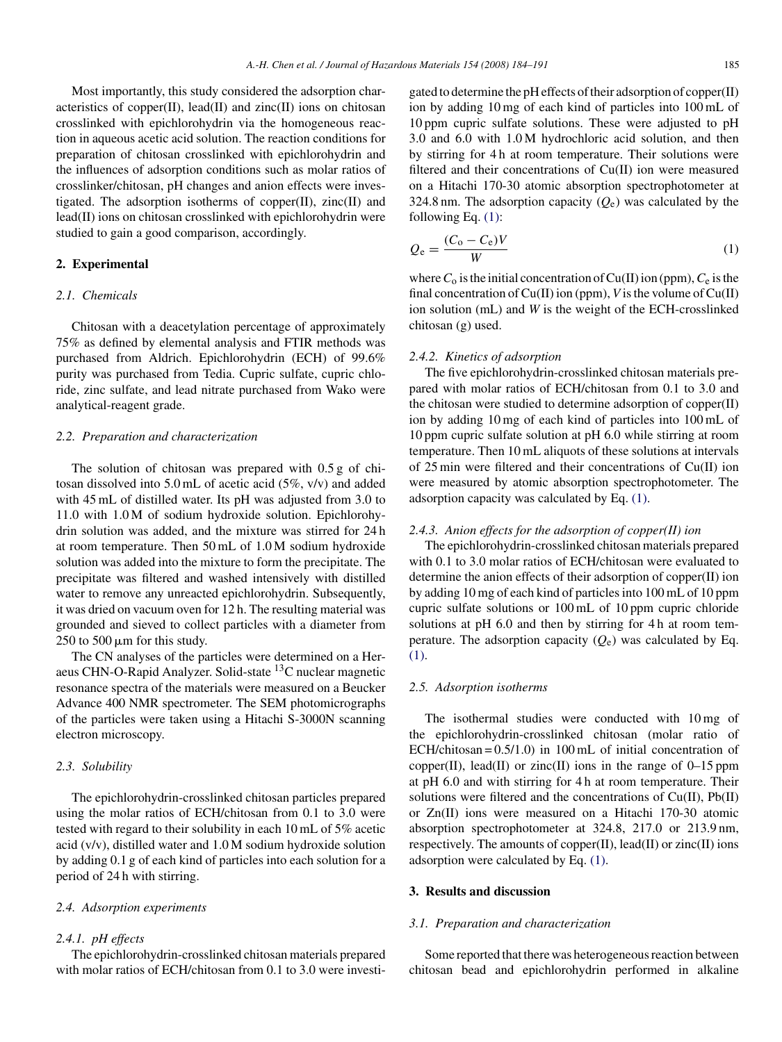Most importantly, this study considered the adsorption characteristics of copper(II), lead(II) and zinc(II) ions on chitosan crosslinked with epichlorohydrin via the homogeneous reaction in aqueous acetic acid solution. The reaction conditions for preparation of chitosan crosslinked with epichlorohydrin and the influences of adsorption conditions such as molar ratios of crosslinker/chitosan, pH changes and anion effects were investigated. The adsorption isotherms of copper(II), zinc(II) and lead(II) ions on chitosan crosslinked with epichlorohydrin were studied to gain a good comparison, accordingly.

## 2. Experimental

### 2.1. Chemicals

Chitosan with a deacetylation percentage of approximately 75% as defined by elemental analysis and FTIR methods was purchased from Aldrich. Epichlorohydrin (ECH) of 99.6% purity was purchased from Tedia. Cupric sulfate, cupric chloride, zinc sulfate, and lead nitrate purchased from Wako were analytical-reagent grade.

### 2.2. Preparation and characterization

The solution of chitosan was prepared with 0.5 g of chitosan dissolved into 5.0 mL of acetic acid (5%, v/v) and added with 45 mL of distilled water. Its pH was adjusted from 3.0 to 11.0 with 1.0 M of sodium hydroxide solution. Epichlorohydrin solution was added, and the mixture was stirred for 24 h at room temperature. Then 50 mL of 1.0 M sodium hydroxide solution was added into the mixture to form the precipitate. The precipitate was filtered and washed intensively with distilled water to remove any unreacted epichlorohydrin. Subsequently, it was dried on vacuum oven for 12 h. The resulting material was grounded and sieved to collect particles with a diameter from 250 to 500 μm for this study.

The CN analyses of the particles were determined on a Heraeus CHN-O-Rapid Analyzer. Solid-state $^{13}C$ nuclear magnetic resonance spectra of the materials were measured on a Beucker Advance 400 NMR spectrometer. The SEM photomicrographs of the particles were taken using a Hitachi S-3000N scanning electron microscopy.

### 2.3. Solubility

The epichlorohydrin-crosslinked chitosan particles prepared using the molar ratios of ECH/chitosan from 0.1 to 3.0 were tested with regard to their solubility in each 10 mL of 5% acetic acid (v/v), distilled water and 1.0 M sodium hydroxide solution by adding 0.1 g of each kind of particles into each solution for a period of 24 h with stirring.

### 2.4. Adsorption experiments

#### 2.4.1. pH effects

The epichlorohydrin-crosslinked chitosan materials prepared with molar ratios of ECH/chitosan from 0.1 to 3.0 were investigated to determine the pH effects of their adsorption of copper(II) ion by adding 10 mg of each kind of particles into 100 mL of 10 ppm cupric sulfate solutions. These were adjusted to pH 3.0 and 6.0 with 1.0 M hydrochloric acid solution, and then by stirring for 4 h at room temperature. Their solutions were filtered and their concentrations of Cu(II) ion were measured on a Hitachi 170-30 atomic absorption spectrophotometer at 324.8 nm. The adsorption capacity ($Q_e$) was calculated by the following Eq. (1):

$$Q_e = \frac{(C_o - C_e)V}{W} \tag{1}$$

where $C_o$ is the initial concentration of Cu(II) ion (ppm), $C_e$ is the final concentration of Cu(II) ion (ppm), $V$ is the volume of Cu(II) ion solution (mL) and $W$ is the weight of the ECH-crosslinked chitosan (g) used.

#### 2.4.2. Kinetics of adsorption

The five epichlorohydrin-crosslinked chitosan materials prepared with molar ratios of ECH/chitosan from 0.1 to 3.0 and the chitosan were studied to determine adsorption of copper(II) ion by adding 10 mg of each kind of particles into 100 mL of 10 ppm cupric sulfate solution at pH 6.0 while stirring at room temperature. Then 10 mL aliquots of these solutions at intervals of 25 min were filtered and their concentrations of Cu(II) ion were measured by atomic absorption spectrophotometer. The adsorption capacity was calculated by Eq. (1).

#### 2.4.3. Anion effects for the adsorption of copper(II) ion

The epichlorohydrin-crosslinked chitosan materials prepared with 0.1 to 3.0 molar ratios of ECH/chitosan were evaluated to determine the anion effects of their adsorption of copper(II) ion by adding 10 mg of each kind of particles into 100 mL of 10 ppm cupric sulfate solutions or 100 mL of 10 ppm cupric chloride solutions at pH 6.0 and then by stirring for 4 h at room temperature. The adsorption capacity ($Q_e$) was calculated by Eq. (1).

### 2.5. Adsorption isotherms

The isothermal studies were conducted with 10 mg of the epichlorohydrin-crosslinked chitosan (molar ratio of ECH/chitosan = 0.5/1.0) in 100 mL of initial concentration of copper(II), lead(II) or zinc(II) ions in the range of 0–15 ppm at pH 6.0 and with stirring for 4 h at room temperature. Their solutions were filtered and the concentrations of Cu(II), Pb(II) or Zn(II) ions were measured on a Hitachi 170-30 atomic absorption spectrophotometer at 324.8, 217.0 or 213.9 nm, respectively. The amounts of copper(II), lead(II) or zinc(II) ions adsorption were calculated by Eq. (1).

## 3. Results and discussion

### 3.1. Preparation and characterization

Some reported that there was heterogeneous reaction between chitosan bead and epichlorohydrin performed in alkaline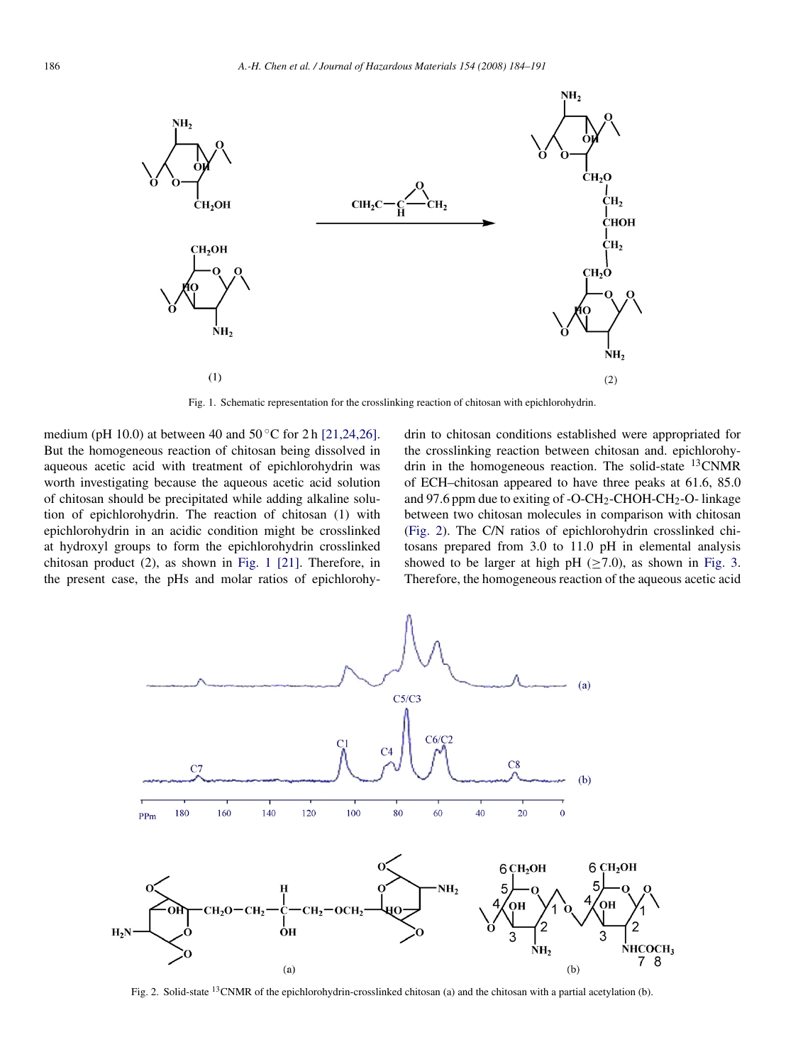Fig. 1. Schematic representation for the crosslinking reaction of chitosan with epichlorohydrin.

medium (pH 10.0) at between 40 and 50 °C for 2 h [21,24,26]. But the homogeneous reaction of chitosan being dissolved in aqueous acetic acid with treatment of epichlorohydrin was worth investigating because the aqueous acetic acid solution of chitosan should be precipitated while adding alkaline solution of epichlorohydrin. The reaction of chitosan (1) with epichlorohydrin in an acidic condition might be crosslinked at hydroxyl groups to form the epichlorohydrin crosslinked chitosan product (2), as shown in Fig. 1 [21]. Therefore, in the present case, the pHs and molar ratios of epichlorohydrin to chitosan conditions established were appropriated for the crosslinking reaction between chitosan and. epichlorohydrin in the homogeneous reaction. The solid-state $^{13}$CNMR of ECH–chitosan appeared to have three peaks at 61.6, 85.0 and 97.6 ppm due to exiting of -O-$CH_2$-CHOH-$CH_2$-O- linkage between two chitosan molecules in comparison with chitosan (Fig. 2). The C/N ratios of epichlorohydrin crosslinked chitosans prepared from 3.0 to 11.0 pH in elemental analysis showed to be larger at high pH (≥7.0), as shown in Fig. 3. Therefore, the homogeneous reaction of the aqueous acetic acid

Fig. 2. Solid-state $^{13}$CNMR of the epichlorohydrin-crosslinked chitosan (a) and the chitosan with a partial acetylation (b).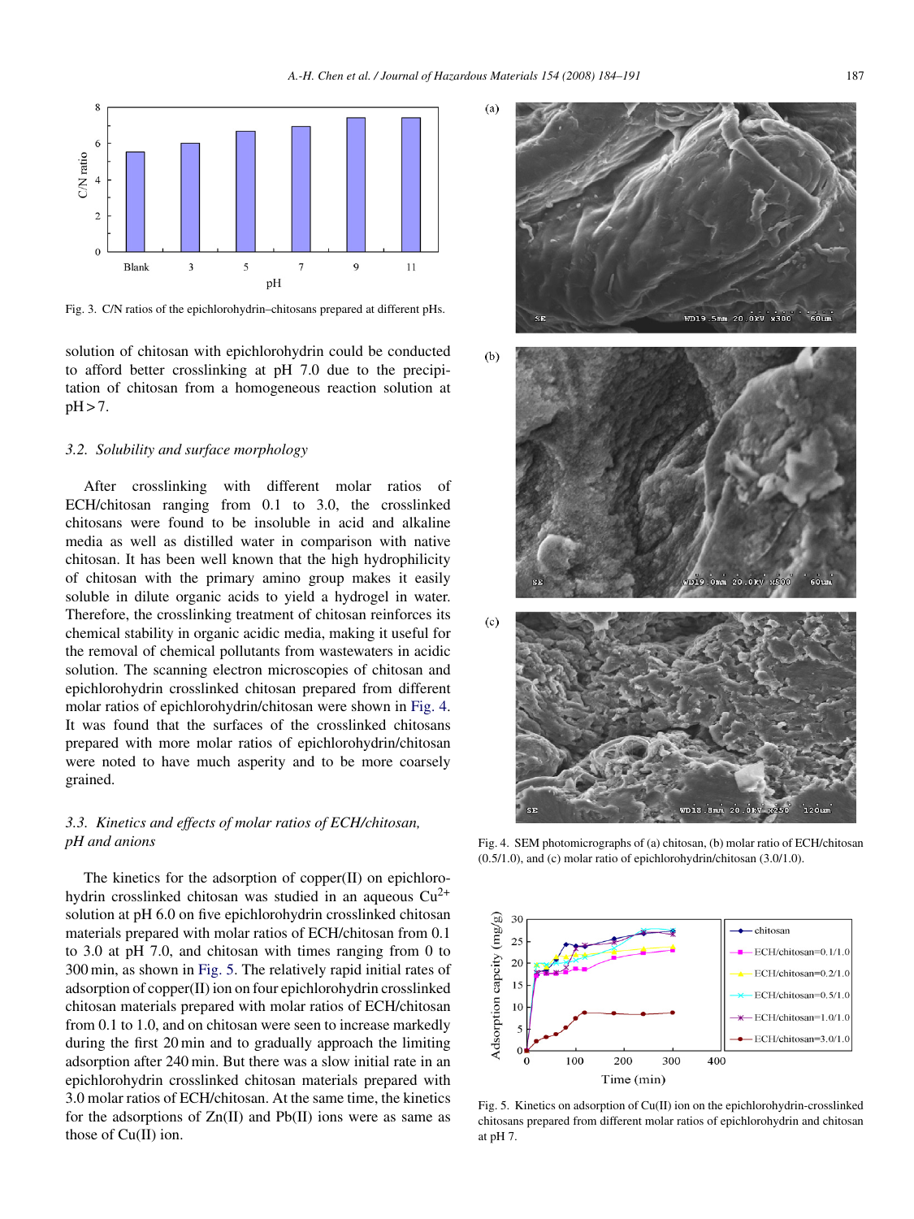Fig. 3. C/N ratios of the epichlorohydrin–chitosans prepared at different pHs.

solution of chitosan with epichlorohydrin could be conducted to afford better crosslinking at pH 7.0 due to the precipitation of chitosan from a homogeneous reaction solution at pH > 7.

### 3.2. Solubility and surface morphology

After crosslinking with different molar ratios of ECH/chitosan ranging from 0.1 to 3.0, the crosslinked chitosans were found to be insoluble in acid and alkaline media as well as distilled water in comparison with native chitosan. It has been well known that the high hydrophilicity of chitosan with the primary amino group makes it easily soluble in dilute organic acids to yield a hydrogel in water. Therefore, the crosslinking treatment of chitosan reinforces its chemical stability in organic acidic media, making it useful for the removal of chemical pollutants from wastewaters in acidic solution. The scanning electron microscopies of chitosan and epichlorohydrin crosslinked chitosan prepared from different molar ratios of epichlorohydrin/chitosan were shown in Fig. 4. It was found that the surfaces of the crosslinked chitosans prepared with more molar ratios of epichlorohydrin/chitosan were noted to have much asperity and to be more coarsely grained.

Fig. 4. SEM photomicrographs of (a) chitosan, (b) molar ratio of ECH/chitosan (0.5/1.0), and (c) molar ratio of epichlorohydrin/chitosan (3.0/1.0).

### 3.3. Kinetics and effects of molar ratios of ECH/chitosan, pH and anions

The kinetics for the adsorption of copper(II) on epichlorohydrin crosslinked chitosan was studied in an aqueous $Cu^{2+}$ solution at pH 6.0 on five epichlorohydrin crosslinked chitosan materials prepared with molar ratios of ECH/chitosan from 0.1 to 3.0 at pH 7.0, and chitosan with times ranging from 0 to 300 min, as shown in Fig. 5. The relatively rapid initial rates of adsorption of copper(II) ion on four epichlorohydrin crosslinked chitosan materials prepared with molar ratios of ECH/chitosan from 0.1 to 1.0, and on chitosan were seen to increase markedly during the first 20 min and to gradually approach the limiting adsorption after 240 min. But there was a slow initial rate in an epichlorohydrin crosslinked chitosan materials prepared with 3.0 molar ratios of ECH/chitosan. At the same time, the kinetics for the adsorptions of Zn(II) and Pb(II) ions were as same as those of Cu(II) ion.

Fig. 5. Kinetics on adsorption of Cu(II) ion on the epichlorohydrin-crosslinked chitosans prepared from different molar ratios of epichlorohydrin and chitosan at pH 7.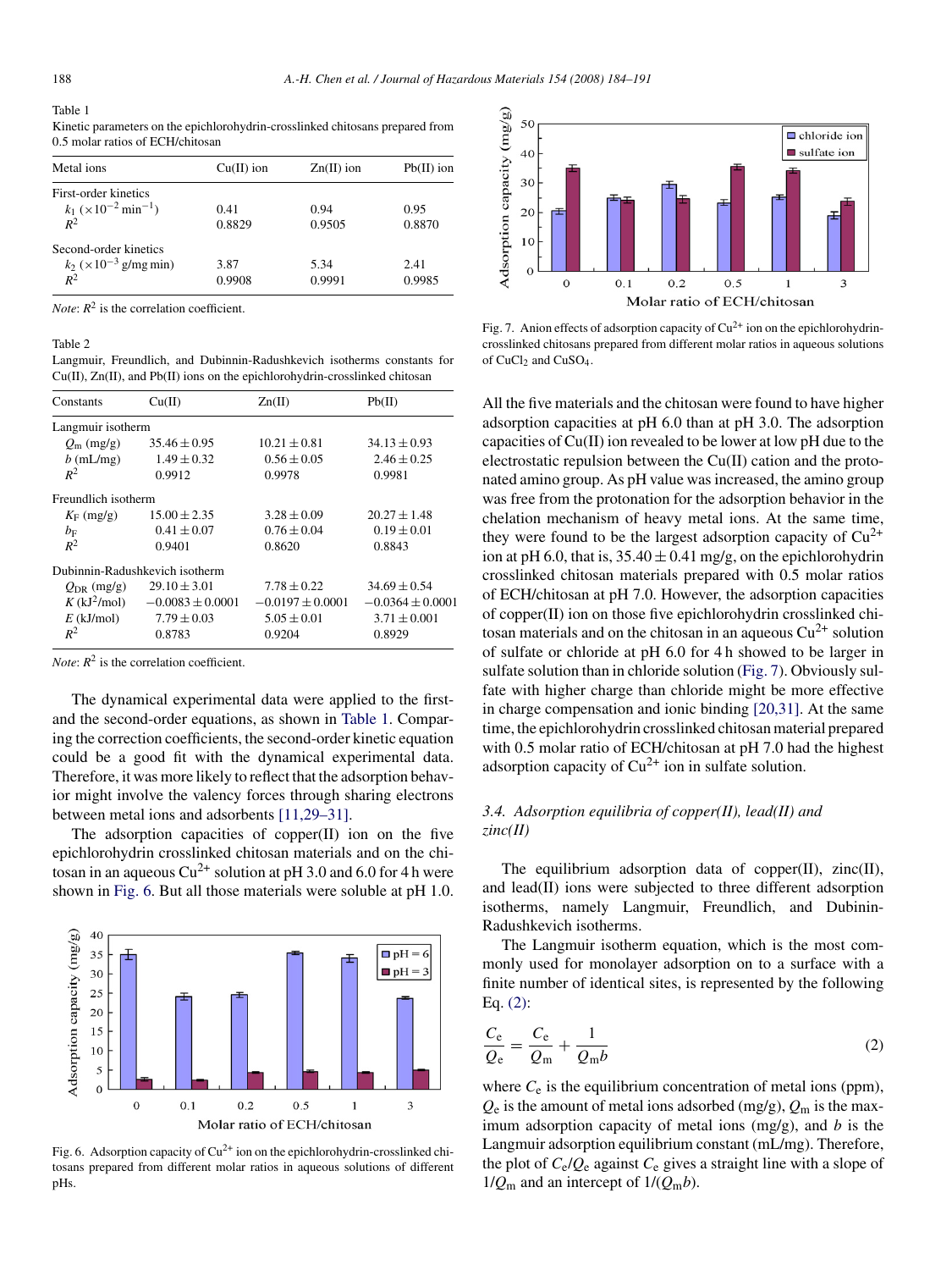Table 1
Kinetic parameters on the epichlorohydrin-crosslinked chitosans prepared from 0.5 molar ratios of ECH/chitosan

| Metal ions | Cu(II) ion | Zn(II) ion | Pb(II) ion |
|---|---|---|---|
| First-order kinetics | | | |
| $k_1$ ($\times 10^{-2}$ min$^{-1}$) | 0.41 | 0.94 | 0.95 |
| $R^2$ | 0.8829 | 0.9505 | 0.8870 |
| Second-order kinetics | | | |
| $k_2$ ($\times 10^{-3}$ g/mg min) | 3.87 | 5.34 | 2.41 |
| $R^2$ | 0.9908 | 0.9991 | 0.9985 |

*Note*: $R^2$ is the correlation coefficient.

Table 2
Langmuir, Freundlich, and Dubinnin-Radushkevich isotherms constants for Cu(II), Zn(II), and Pb(II) ions on the epichlorohydrin-crosslinked chitosan

| Constants | Cu(II) | Zn(II) | Pb(II) |
|---|---|---|---|
| Langmuir isotherm | | | |
| $Q_m$ (mg/g) | $35.46 \pm 0.95$ | $10.21 \pm 0.81$ | $34.13 \pm 0.93$ |
| $b$ (mL/mg) | $1.49 \pm 0.32$ | $0.56 \pm 0.05$ | $2.46 \pm 0.25$ |
| $R^2$ | 0.9912 | 0.9978 | 0.9981 |
| Freundlich isotherm | | | |
| $K_F$ (mg/g) | $15.00 \pm 2.35$ | $3.28 \pm 0.09$ | $20.27 \pm 1.48$ |
| $b_F$ | $0.41 \pm 0.07$ | $0.76 \pm 0.04$ | $0.19 \pm 0.01$ |
| $R^2$ | 0.9401 | 0.8620 | 0.8843 |
| Dubinnin-Radushkevich isotherm | | | |
| $Q_{DR}$ (mg/g) | $29.10 \pm 3.01$ | $7.78 \pm 0.22$ | $34.69 \pm 0.54$ |
| $K$ (kJ$^2$/mol) | $-0.0083 \pm 0.0001$ | $-0.0197 \pm 0.0001$ | $-0.0364 \pm 0.0001$ |
| $E$ (kJ/mol) | $7.79 \pm 0.03$ | $5.05 \pm 0.01$ | $3.71 \pm 0.001$ |
| $R^2$ | 0.8783 | 0.9204 | 0.8929 |

*Note*: $R^2$ is the correlation coefficient.

The dynamical experimental data were applied to the first- and the second-order equations, as shown in Table 1. Comparing the correction coefficients, the second-order kinetic equation could be a good fit with the dynamical experimental data. Therefore, it was more likely to reflect that the adsorption behavior might involve the valency forces through sharing electrons between metal ions and adsorbents [11,29–31].

The adsorption capacities of copper(II) ion on the five epichlorohydrin crosslinked chitosan materials and on the chitosan in an aqueous $Cu^{2+}$ solution at pH 3.0 and 6.0 for 4 h were shown in Fig. 6. But all those materials were soluble at pH 1.0.

Fig. 6. Adsorption capacity of $Cu^{2+}$ ion on the epichlorohydrin-crosslinked chitosans prepared from different molar ratios in aqueous solutions of different pHs.

Fig. 7. Anion effects of adsorption capacity of $Cu^{2+}$ ion on the epichlorohydrin-crosslinked chitosans prepared from different molar ratios in aqueous solutions of $CuCl_2$ and $CuSO_4$.

All the five materials and the chitosan were found to have higher adsorption capacities at pH 6.0 than at pH 3.0. The adsorption capacities of Cu(II) ion revealed to be lower at low pH due to the electrostatic repulsion between the Cu(II) cation and the protonated amino group. As pH value was increased, the amino group was free from the protonation for the adsorption behavior in the chelation mechanism of heavy metal ions. At the same time, they were found to be the largest adsorption capacity of $Cu^{2+}$ ion at pH 6.0, that is, $35.40 \pm 0.41$ mg/g, on the epichlorohydrin crosslinked chitosan materials prepared with 0.5 molar ratios of ECH/chitosan at pH 7.0. However, the adsorption capacities of copper(II) ion on those five epichlorohydrin crosslinked chitosan materials and on the chitosan in an aqueous $Cu^{2+}$ solution of sulfate or chloride at pH 6.0 for 4 h showed to be larger in sulfate solution than in chloride solution (Fig. 7). Obviously sulfate with higher charge than chloride might be more effective in charge compensation and ionic binding [20,31]. At the same time, the epichlorohydrin crosslinked chitosan material prepared with 0.5 molar ratio of ECH/chitosan at pH 7.0 had the highest adsorption capacity of $Cu^{2+}$ ion in sulfate solution.

### *3.4. Adsorption equilibria of copper(II), lead(II) and zinc(II)*

The equilibrium adsorption data of copper(II), zinc(II), and lead(II) ions were subjected to three different adsorption isotherms, namely Langmuir, Freundlich, and Dubinin-Radushkevich isotherms.

The Langmuir isotherm equation, which is the most commonly used for monolayer adsorption on to a surface with a finite number of identical sites, is represented by the following Eq. (2):

$$\frac{C_e}{Q_e} = \frac{C_e}{Q_m} + \frac{1}{Q_m b} \tag{2}$$

where $C_e$ is the equilibrium concentration of metal ions (ppm), $Q_e$ is the amount of metal ions adsorbed (mg/g), $Q_m$ is the maximum adsorption capacity of metal ions (mg/g), and $b$ is the Langmuir adsorption equilibrium constant (mL/mg). Therefore, the plot of $C_e/Q_e$ against $C_e$ gives a straight line with a slope of $1/Q_m$ and an intercept of $1/(Q_m b)$.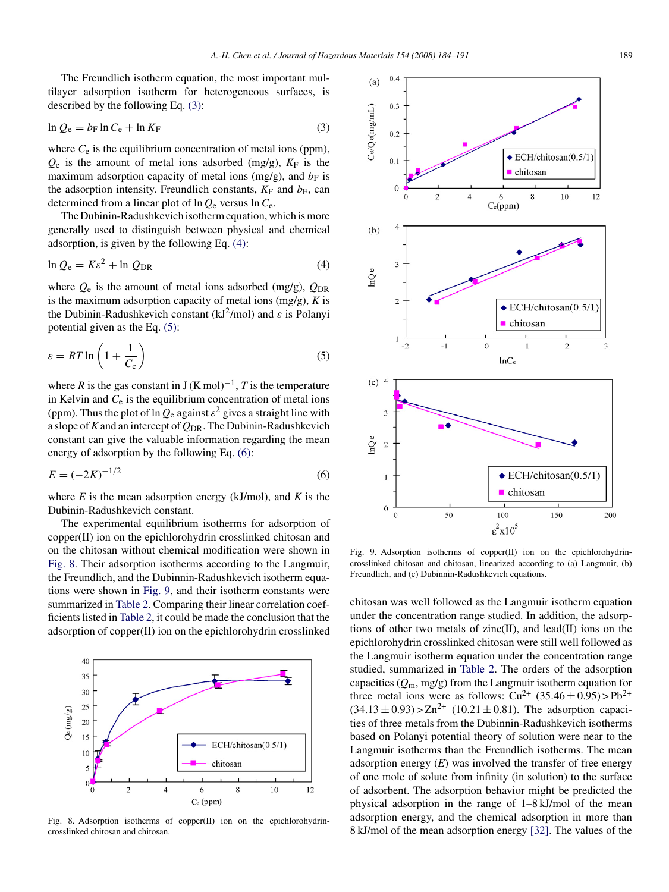The Freundlich isotherm equation, the most important multilayer adsorption isotherm for heterogeneous surfaces, is described by the following Eq. (3):

$$\ln Q_e = b_F \ln C_e + \ln K_F \tag{3}$$

where $C_e$ is the equilibrium concentration of metal ions (ppm), $Q_e$ is the amount of metal ions adsorbed (mg/g), $K_F$ is the maximum adsorption capacity of metal ions (mg/g), and $b_F$ is the adsorption intensity. Freundlich constants, $K_F$ and $b_F$, can determined from a linear plot of $\ln Q_e$ versus $\ln C_e$.

The Dubinin-Radushkevich isotherm equation, which is more generally used to distinguish between physical and chemical adsorption, is given by the following Eq. (4):

$$\ln Q_e = K\varepsilon^2 + \ln Q_{DR} \tag{4}$$

where $Q_e$ is the amount of metal ions adsorbed (mg/g), $Q_{DR}$ is the maximum adsorption capacity of metal ions (mg/g), $K$ is the Dubinin-Radushkevich constant ($kJ^2$/mol) and $\varepsilon$ is Polanyi potential given as the Eq. (5):

$$\varepsilon = RT \ln\left(1 + \frac{1}{C_e}\right) \tag{5}$$

where $R$ is the gas constant in J $(K\,mol)^{-1}$, $T$ is the temperature in Kelvin and $C_e$ is the equilibrium concentration of metal ions (ppm). Thus the plot of $\ln Q_e$ against $\varepsilon^2$ gives a straight line with a slope of $K$ and an intercept of $Q_{DR}$. The Dubinin-Radushkevich constant can give the valuable information regarding the mean energy of adsorption by the following Eq. (6):

$$E = (-2K)^{-1/2} \tag{6}$$

where $E$ is the mean adsorption energy (kJ/mol), and $K$ is the Dubinin-Radushkevich constant.

The experimental equilibrium isotherms for adsorption of copper(II) ion on the epichlorohydrin crosslinked chitosan and on the chitosan without chemical modification were shown in Fig. 8. Their adsorption isotherms according to the Langmuir, the Freundlich, and the Dubinnin-Radushkevich isotherm equations were shown in Fig. 9, and their isotherm constants were summarized in Table 2. Comparing their linear correlation coefficients listed in Table 2, it could be made the conclusion that the adsorption of copper(II) ion on the epichlorohydrin crosslinked chitosan was well followed as the Langmuir isotherm equation under the concentration range studied. In addition, the adsorptions of other two metals of zinc(II), and lead(II) ions on the epichlorohydrin crosslinked chitosan were still well followed as the Langmuir isotherm equation under the concentration range studied, summarized in Table 2. The orders of the adsorption capacities ($Q_m$, mg/g) from the Langmuir isotherm equation for three metal ions were as follows: $Cu^{2+}$ (35.46 ± 0.95) > $Pb^{2+}$ (34.13 ± 0.93) > $Zn^{2+}$ (10.21 ± 0.81). The adsorption capacities of three metals from the Dubinnin-Radushkevich isotherms based on Polanyi potential theory of solution were near to the Langmuir isotherms than the Freundlich isotherms. The mean adsorption energy ($E$) was involved the transfer of free energy of one mole of solute from infinity (in solution) to the surface of adsorbent. The adsorption behavior might be predicted the physical adsorption in the range of 1–8 kJ/mol of the mean adsorption energy, and the chemical adsorption in more than 8 kJ/mol of the mean adsorption energy [32]. The values of the

Fig. 8. Adsorption isotherms of copper(II) ion on the epichlorohydrin-crosslinked chitosan and chitosan.

Fig. 9. Adsorption isotherms of copper(II) ion on the epichlorohydrin-crosslinked chitosan and chitosan, linearized according to (a) Langmuir, (b) Freundlich, and (c) Dubinnin-Radushkevich equations.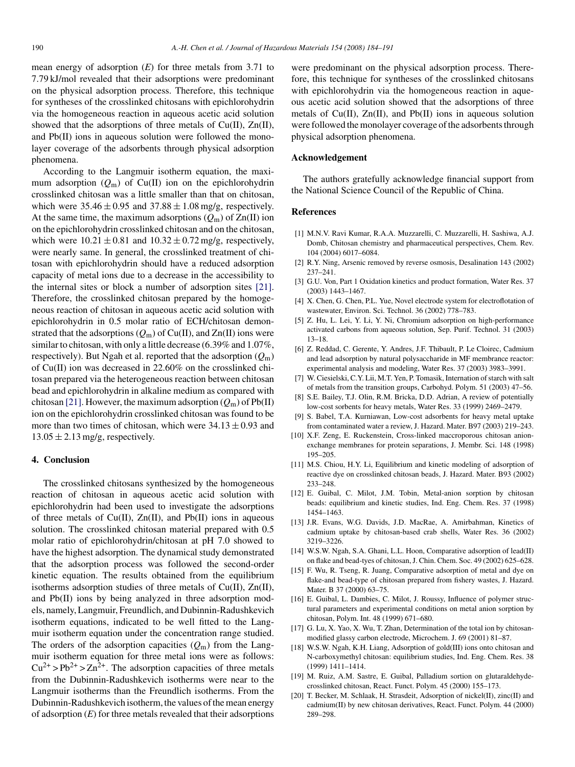mean energy of adsorption ($E$) for three metals from 3.71 to 7.79 kJ/mol revealed that their adsorptions were predominant on the physical adsorption process. Therefore, this technique for syntheses of the crosslinked chitosans with epichlorohydrin via the homogeneous reaction in aqueous acetic acid solution showed that the adsorptions of three metals of Cu(II), Zn(II), and Pb(II) ions in aqueous solution were followed the monolayer coverage of the adsorbents through physical adsorption phenomena.

According to the Langmuir isotherm equation, the maximum adsorption ($Q_m$) of Cu(II) ion on the epichlorohydrin crosslinked chitosan was a little smaller than that on chitosan, which were $35.46 \pm 0.95$ and $37.88 \pm 1.08$ mg/g, respectively. At the same time, the maximum adsorptions ($Q_m$) of Zn(II) ion on the epichlorohydrin crosslinked chitosan and on the chitosan, which were $10.21 \pm 0.81$ and $10.32 \pm 0.72$ mg/g, respectively, were nearly same. In general, the crosslinked treatment of chitosan with epichlorohydrin should have a reduced adsorption capacity of metal ions due to a decrease in the accessibility to the internal sites or block a number of adsorption sites [21]. Therefore, the crosslinked chitosan prepared by the homogeneous reaction of chitosan in aqueous acetic acid solution with epichlorohydrin in 0.5 molar ratio of ECH/chitosan demonstrated that the adsorptions ($Q_m$) of Cu(II), and Zn(II) ions were similar to chitosan, with only a little decrease (6.39% and 1.07%, respectively). But Ngah et al. reported that the adsorption ($Q_m$) of Cu(II) ion was decreased in 22.60% on the crosslinked chitosan prepared via the heterogeneous reaction between chitosan bead and epichlorohydrin in alkaline medium as compared with chitosan [21]. However, the maximum adsorption ($Q_m$) of Pb(II) ion on the epichlorohydrin crosslinked chitosan was found to be more than two times of chitosan, which were $34.13 \pm 0.93$ and $13.05 \pm 2.13$ mg/g, respectively.

## 4. Conclusion

The crosslinked chitosans synthesized by the homogeneous reaction of chitosan in aqueous acetic acid solution with epichlorohydrin had been used to investigate the adsorptions of three metals of Cu(II), Zn(II), and Pb(II) ions in aqueous solution. The crosslinked chitosan material prepared with 0.5 molar ratio of epichlorohydrin/chitosan at pH 7.0 showed to have the highest adsorption. The dynamical study demonstrated that the adsorption process was followed the second-order kinetic equation. The results obtained from the equilibrium isotherms adsorption studies of three metals of Cu(II), Zn(II), and Pb(II) ions by being analyzed in three adsorption models, namely, Langmuir, Freundlich, and Dubinnin-Radushkevich isotherm equations, indicated to be well fitted to the Langmuir isotherm equation under the concentration range studied. The orders of the adsorption capacities ($Q_m$) from the Langmuir isotherm equation for three metal ions were as follows: $Cu^{2+} > Pb^{2+} > Zn^{2+}$. The adsorption capacities of three metals from the Dubinnin-Radushkevich isotherms were near to the Langmuir isotherms than the Freundlich isotherms. From the Dubinnin-Radushkevich isotherm, the values of the mean energy of adsorption ($E$) for three metals revealed that their adsorptions were predominant on the physical adsorption process. Therefore, this technique for syntheses of the crosslinked chitosans with epichlorohydrin via the homogeneous reaction in aqueous acetic acid solution showed that the adsorptions of three metals of Cu(II), Zn(II), and Pb(II) ions in aqueous solution were followed the monolayer coverage of the adsorbents through physical adsorption phenomena.

## Acknowledgement

The authors gratefully acknowledge financial support from the National Science Council of the Republic of China.

## References

[1] M.N.V. Ravi Kumar, R.A.A. Muzzarelli, C. Muzzarelli, H. Sashiwa, A.J. Domb, Chitosan chemistry and pharmaceutical perspectives, Chem. Rev. 104 (2004) 6017–6084.

[2] R.Y. Ning, Arsenic removed by reverse osmosis, Desalination 143 (2002) 237–241.

[3] G.U. Von, Part 1 Oxidation kinetics and product formation, Water Res. 37 (2003) 1443–1467.

[4] X. Chen, G. Chen, P.L. Yue, Novel electrode system for electroflotation of wastewater, Environ. Sci. Technol. 36 (2002) 778–783.

[5] Z. Hu, L. Lei, Y. Li, Y. Ni, Chromium adsorption on high-performance activated carbons from aqueous solution, Sep. Purif. Technol. 31 (2003) 13–18.

[6] Z. Reddad, C. Gerente, Y. Andres, J.F. Thibault, P. Le Cloirec, Cadmium and lead adsorption by natural polysaccharide in MF membrance reactor: experimental analysis and modeling, Water Res. 37 (2003) 3983–3991.

[7] W. Ciesielski, C.Y. Lii, M.T. Yen, P. Tomasik, Internation of starch with salt of metals from the transition groups, Carbohyd. Polym. 51 (2003) 47–56.

[8] S.E. Bailey, T.J. Olin, R.M. Bricka, D.D. Adrian, A review of potentially low-cost sorbents for heavy metals, Water Res. 33 (1999) 2469–2479.

[9] S. Babel, T.A. Kurniawan, Low-cost adsorbents for heavy metal uptake from contaminated water a review, J. Hazard. Mater. B97 (2003) 219–243.

[10] X.F. Zeng, E. Ruckenstein, Cross-linked maccroporous chitosan anion-exchange membranes for protein separations, J. Membr. Sci. 148 (1998) 195–205.

[11] M.S. Chiou, H.Y. Li, Equilibrium and kinetic modeling of adsorption of reactive dye on crosslinked chitosan beads, J. Hazard. Mater. B93 (2002) 233–248.

[12] E. Guibal, C. Milot, J.M. Tobin, Metal-anion sorption by chitosan beads: equilibrium and kinetic studies, Ind. Eng. Chem. Res. 37 (1998) 1454–1463.

[13] J.R. Evans, W.G. Davids, J.D. MacRae, A. Amirbahman, Kinetics of cadmium uptake by chitosan-based crab shells, Water Res. 36 (2002) 3219–3226.

[14] W.S.W. Ngah, S.A. Ghani, L.L. Hoon, Comparative adsorption of lead(II) on flake and bead-tyes of chitosan, J. Chin. Chem. Soc. 49 (2002) 625–628.

[15] F. Wu, R. Tseng, R. Juang, Comparative adsorption of metal and dye on flake-and bead-type of chitosan prepared from fishery wastes, J. Hazard. Mater. B 37 (2000) 63–75.

[16] E. Guibal, L. Dambies, C. Milot, J. Roussy, Influence of polymer structural parameters and experimental conditions on metal anion sorption by chitosan, Polym. Int. 48 (1999) 671–680.

[17] G. Lu, X. Yao, X. Wu, T. Zhan, Determination of the total ion by chitosan-modified glassy carbon electrode, Microchem. J. 69 (2001) 81–87.

[18] W.S.W. Ngah, K.H. Liang, Adsorption of gold(III) ions onto chitosan and N-carboxymethyl chitosan: equilibrium studies, Ind. Eng. Chem. Res. 38 (1999) 1411–1414.

[19] M. Ruiz, A.M. Sastre, E. Guibal, Palladium sortion on glutaraldehyde-crosslinked chitosan, React. Funct. Polym. 45 (2000) 155–173.

[20] T. Becker, M. Schlaak, H. Strasdeit, Adsorption of nickel(II), zinc(II) and cadmium(II) by new chitosan derivatives, React. Funct. Polym. 44 (2000) 289–298.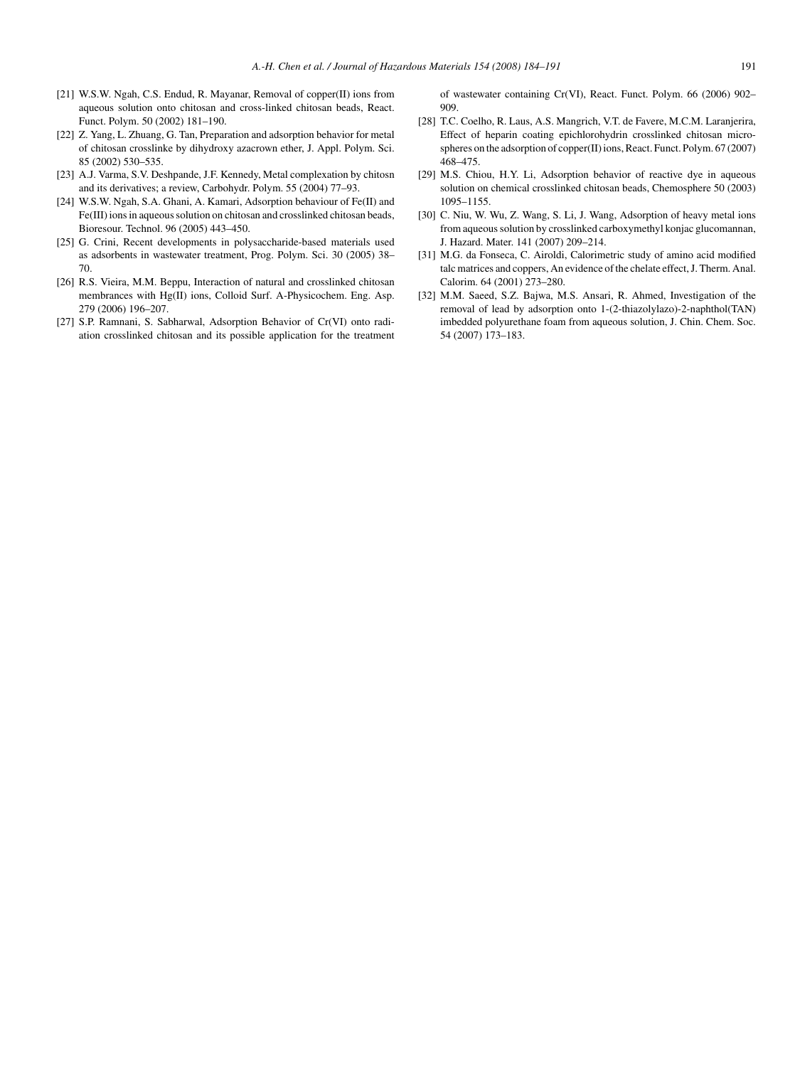[21] W.S.W. Ngah, C.S. Endud, R. Mayanar, Removal of copper(II) ions from aqueous solution onto chitosan and cross-linked chitosan beads, React. Funct. Polym. 50 (2002) 181–190.

[22] Z. Yang, L. Zhuang, G. Tan, Preparation and adsorption behavior for metal of chitosan crosslinke by dihydroxy azacrown ether, J. Appl. Polym. Sci. 85 (2002) 530–535.

[23] A.J. Varma, S.V. Deshpande, J.F. Kennedy, Metal complexation by chitosn and its derivatives; a review, Carbohydr. Polym. 55 (2004) 77–93.

[24] W.S.W. Ngah, S.A. Ghani, A. Kamari, Adsorption behaviour of Fe(II) and Fe(III) ions in aqueous solution on chitosan and crosslinked chitosan beads, Bioresour. Technol. 96 (2005) 443–450.

[25] G. Crini, Recent developments in polysaccharide-based materials used as adsorbents in wastewater treatment, Prog. Polym. Sci. 30 (2005) 38–70.

[26] R.S. Vieira, M.M. Beppu, Interaction of natural and crosslinked chitosan membrances with Hg(II) ions, Colloid Surf. A-Physicochem. Eng. Asp. 279 (2006) 196–207.

[27] S.P. Ramnani, S. Sabharwal, Adsorption Behavior of Cr(VI) onto radiation crosslinked chitosan and its possible application for the treatment of wastewater containing Cr(VI), React. Funct. Polym. 66 (2006) 902–909.

[28] T.C. Coelho, R. Laus, A.S. Mangrich, V.T. de Favere, M.C.M. Laranjerira, Effect of heparin coating epichlorohydrin crosslinked chitosan microspheres on the adsorption of copper(II) ions, React. Funct. Polym. 67 (2007) 468–475.

[29] M.S. Chiou, H.Y. Li, Adsorption behavior of reactive dye in aqueous solution on chemical crosslinked chitosan beads, Chemosphere 50 (2003) 1095–1155.

[30] C. Niu, W. Wu, Z. Wang, S. Li, J. Wang, Adsorption of heavy metal ions from aqueous solution by crosslinked carboxymethyl konjac glucomannan, J. Hazard. Mater. 141 (2007) 209–214.

[31] M.G. da Fonseca, C. Airoldi, Calorimetric study of amino acid modified talc matrices and coppers, An evidence of the chelate effect, J. Therm. Anal. Calorim. 64 (2001) 273–280.

[32] M.M. Saeed, S.Z. Bajwa, M.S. Ansari, R. Ahmed, Investigation of the removal of lead by adsorption onto 1-(2-thiazolylazo)-2-naphthol(TAN) imbedded polyurethane foam from aqueous solution, J. Chin. Chem. Soc. 54 (2007) 173–183.